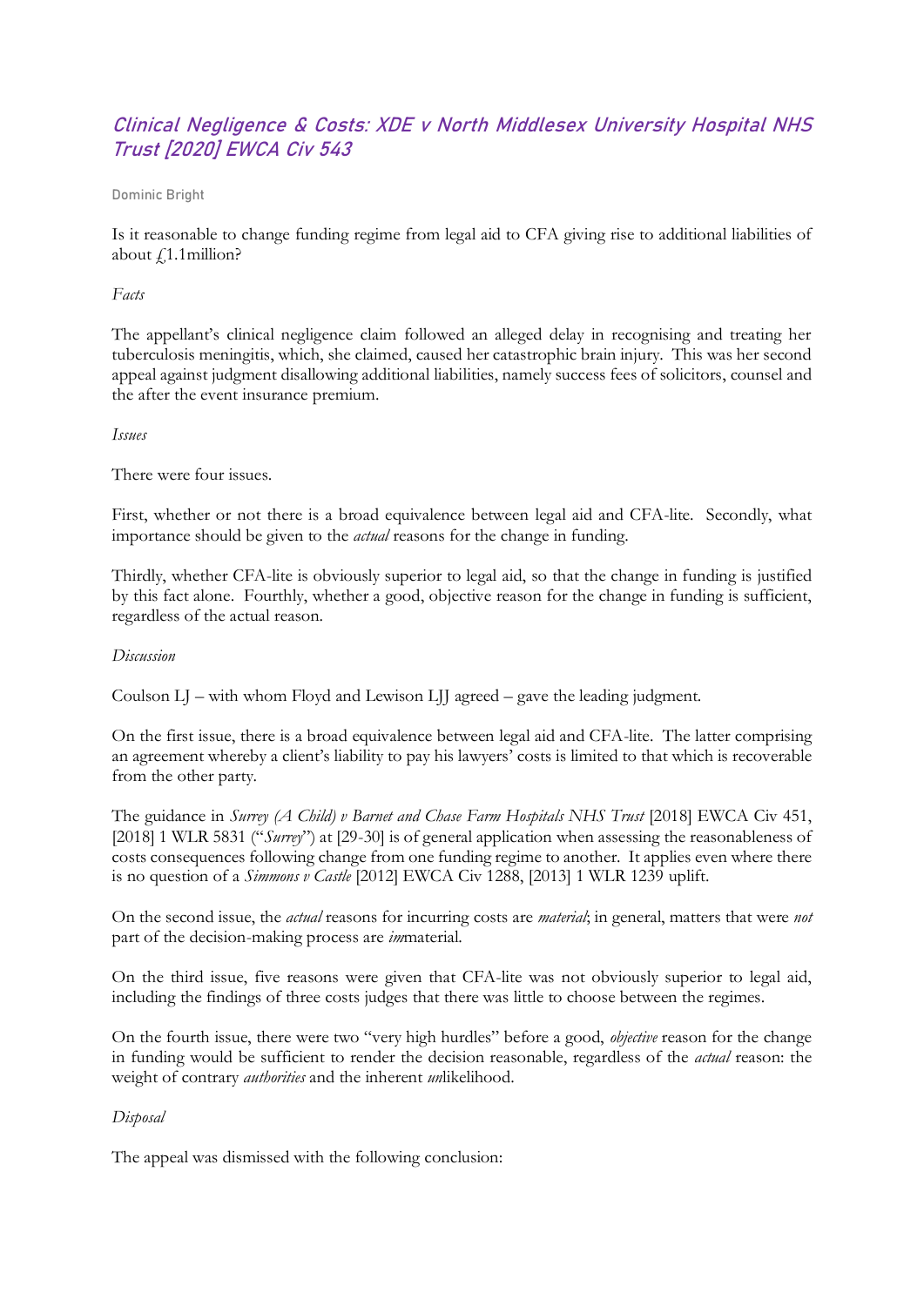# *Clinical Negligence & Costs: XDE v North Middlesex University Hospital NHS Trust [2020] EWCA Civ 543*

Dominic Bright

Is it reasonable to change funding regime from legal aid to CFA giving rise to additional liabilities of about £1.1million?

*Facts*

The appellant's clinical negligence claim followed an alleged delay in recognising and treating her tuberculosis meningitis, which, she claimed, caused her catastrophic brain injury. This was her second appeal against judgment disallowing additional liabilities, namely success fees of solicitors, counsel and the after the event insurance premium.

*Issues*

There were four issues.

First, whether or not there is a broad equivalence between legal aid and CFA-lite. Secondly, what importance should be given to the *actual* reasons for the change in funding.

Thirdly, whether CFA-lite is obviously superior to legal aid, so that the change in funding is justified by this fact alone. Fourthly, whether a good, objective reason for the change in funding is sufficient, regardless of the actual reason.

*Discussion*

Coulson LJ – with whom Floyd and Lewison LJJ agreed – gave the leading judgment.

On the first issue, there is a broad equivalence between legal aid and CFA-lite. The latter comprising an agreement whereby a client's liability to pay his lawyers' costs is limited to that which is recoverable from the other party.

The guidance in *Surrey (A Child) v Barnet and Chase Farm Hospitals NHS Trust* [2018] EWCA Civ 451, [2018] 1 WLR 5831 ("*Surrey*") at [29-30] is of general application when assessing the reasonableness of costs consequences following change from one funding regime to another. It applies even where there is no question of a *Simmons v Castle* [2012] EWCA Civ 1288, [2013] 1 WLR 1239 uplift.

On the second issue, the *actual* reasons for incurring costs are *material*; in general, matters that were *not* part of the decision-making process are *im*material.

On the third issue, five reasons were given that CFA-lite was not obviously superior to legal aid, including the findings of three costs judges that there was little to choose between the regimes.

On the fourth issue, there were two "very high hurdles" before a good, *objective* reason for the change in funding would be sufficient to render the decision reasonable, regardless of the *actual* reason: the weight of contrary *authorities* and the inherent *un*likelihood.

*Disposal*

The appeal was dismissed with the following conclusion: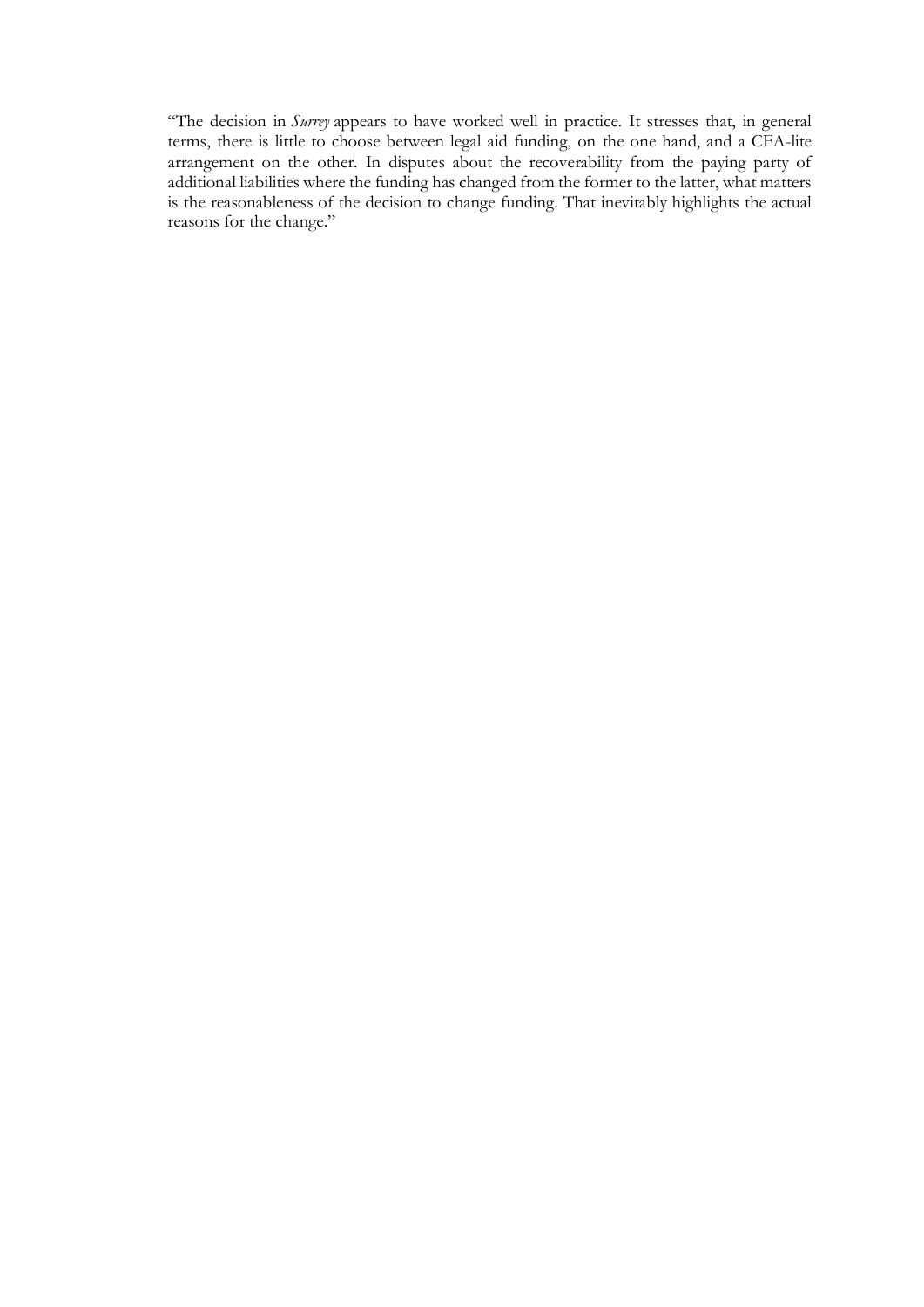"The decision in *Surrey* appears to have worked well in practice. It stresses that, in general terms, there is little to choose between legal aid funding, on the one hand, and a CFA-lite arrangement on the other. In disputes about the recoverability from the paying party of additional liabilities where the funding has changed from the former to the latter, what matters is the reasonableness of the decision to change funding. That inevitably highlights the actual reasons for the change."